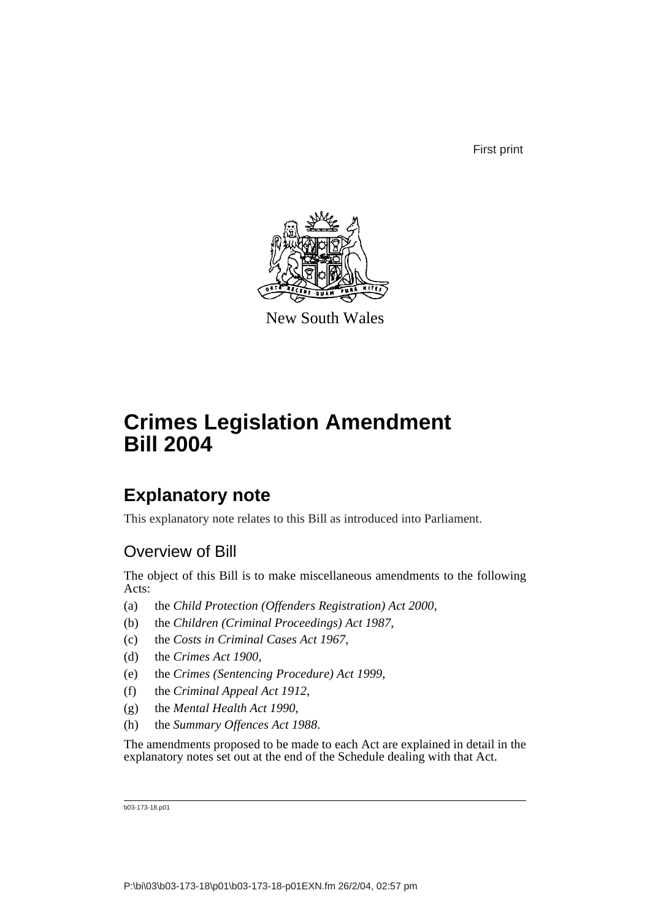First print

New South Wales

# Crimes Legislation Amendment Bill 2004

## Explanatory note

This explanatory note relates to this Bill as introduced into Parliament.

### Overview of Bill

The object of this Bill is to make miscellaneous amendments to the following Acts:

(a) the *Child Protection (Offenders Registration) Act 2000*,

(b) the *Children (Criminal Proceedings) Act 1987*,

(c) the *Costs in Criminal Cases Act 1967*,

(d) the *Crimes Act 1900*,

(e) the *Crimes (Sentencing Procedure) Act 1999*,

(f) the *Criminal Appeal Act 1912*,

(g) the *Mental Health Act 1990*,

(h) the *Summary Offences Act 1988*.

The amendments proposed to be made to each Act are explained in detail in the explanatory notes set out at the end of the Schedule dealing with that Act.

b03-173-18.p01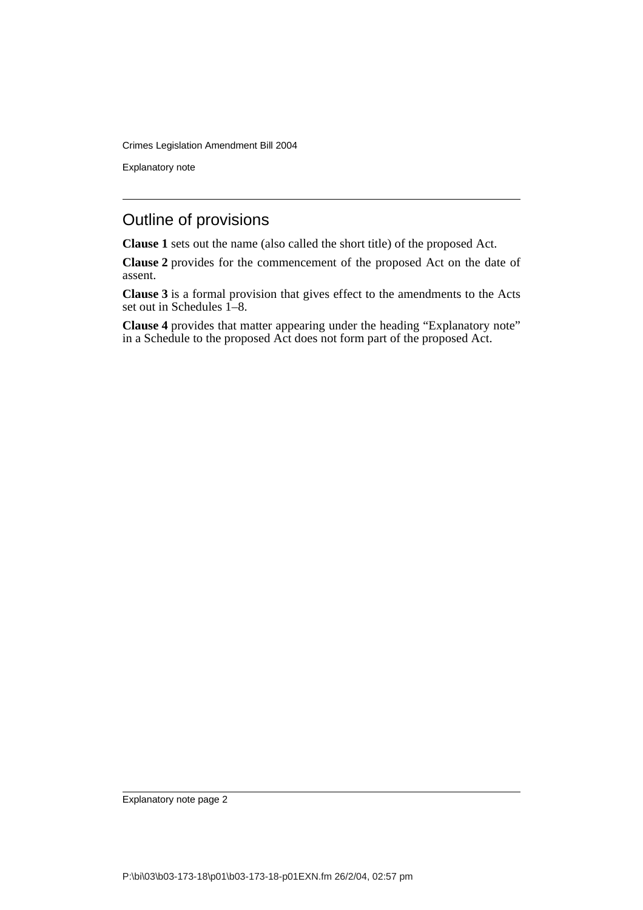## Outline of provisions

**Clause 1** sets out the name (also called the short title) of the proposed Act.

**Clause 2** provides for the commencement of the proposed Act on the date of assent.

**Clause 3** is a formal provision that gives effect to the amendments to the Acts set out in Schedules 1–8.

**Clause 4** provides that matter appearing under the heading "Explanatory note" in a Schedule to the proposed Act does not form part of the proposed Act.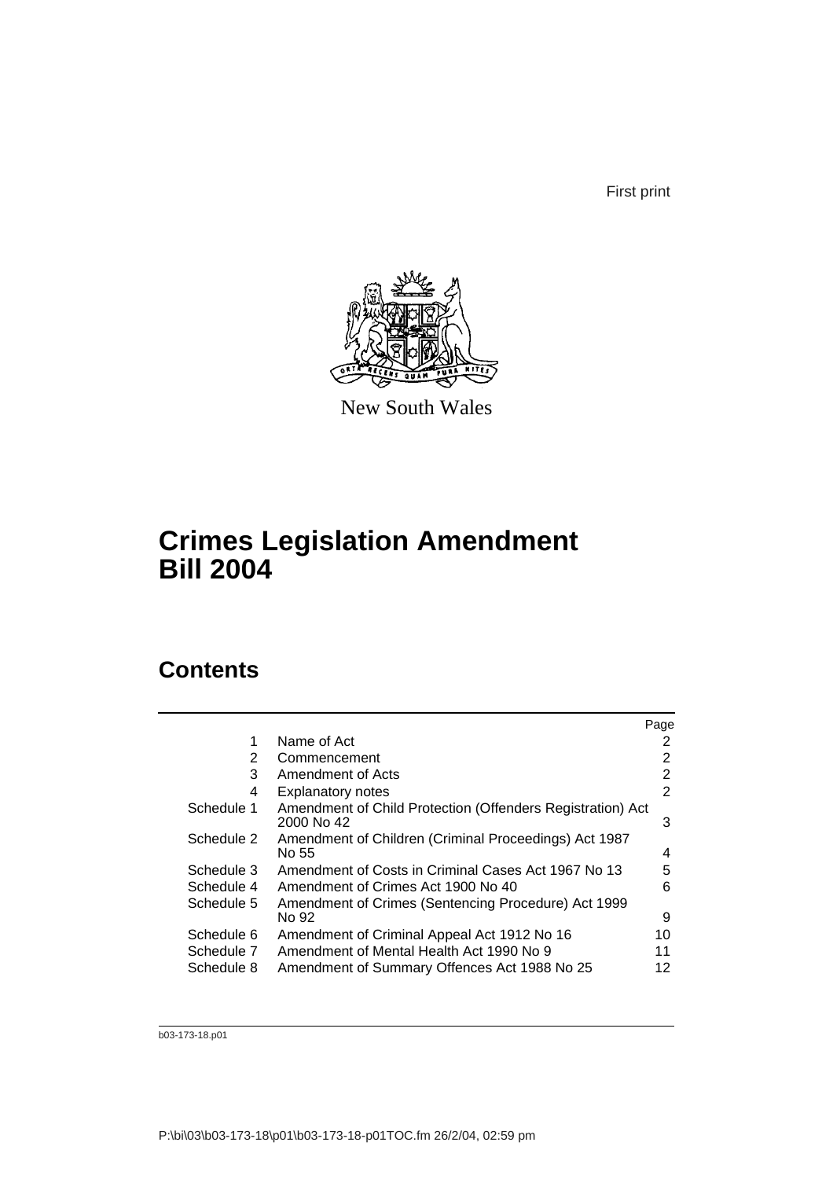First print

New South Wales

# Crimes Legislation Amendment Bill 2004

## Contents

| | | Page |
|---|---|---|
| 1 | Name of Act | 2 |
| 2 | Commencement | 2 |
| 3 | Amendment of Acts | 2 |
| 4 | Explanatory notes | 2 |
| Schedule 1 | Amendment of Child Protection (Offenders Registration) Act 2000 No 42 | 3 |
| Schedule 2 | Amendment of Children (Criminal Proceedings) Act 1987 No 55 | 4 |
| Schedule 3 | Amendment of Costs in Criminal Cases Act 1967 No 13 | 5 |
| Schedule 4 | Amendment of Crimes Act 1900 No 40 | 6 |
| Schedule 5 | Amendment of Crimes (Sentencing Procedure) Act 1999 No 92 | 9 |
| Schedule 6 | Amendment of Criminal Appeal Act 1912 No 16 | 10 |
| Schedule 7 | Amendment of Mental Health Act 1990 No 9 | 11 |
| Schedule 8 | Amendment of Summary Offences Act 1988 No 25 | 12 |

b03-173-18.p01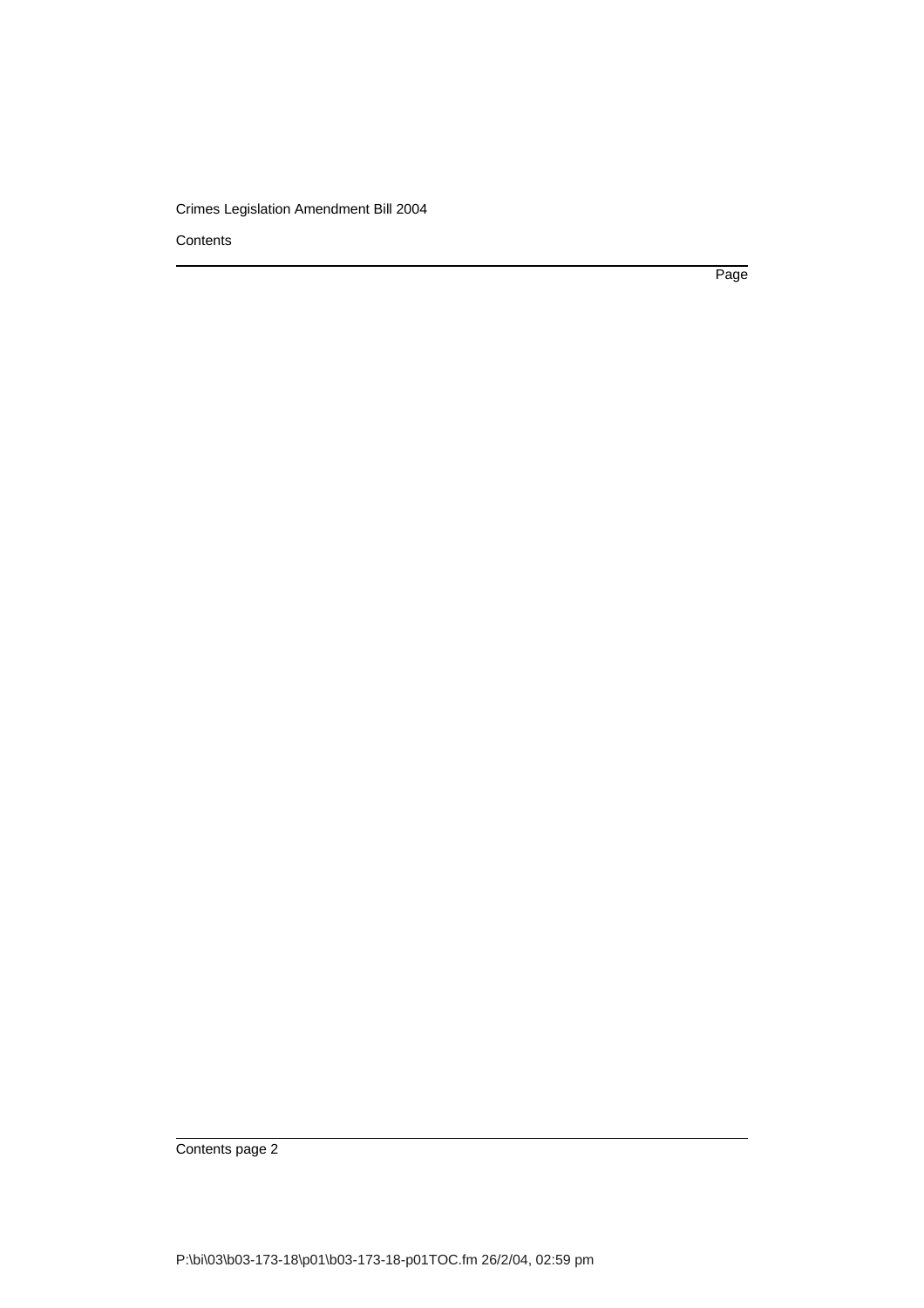Contents

Page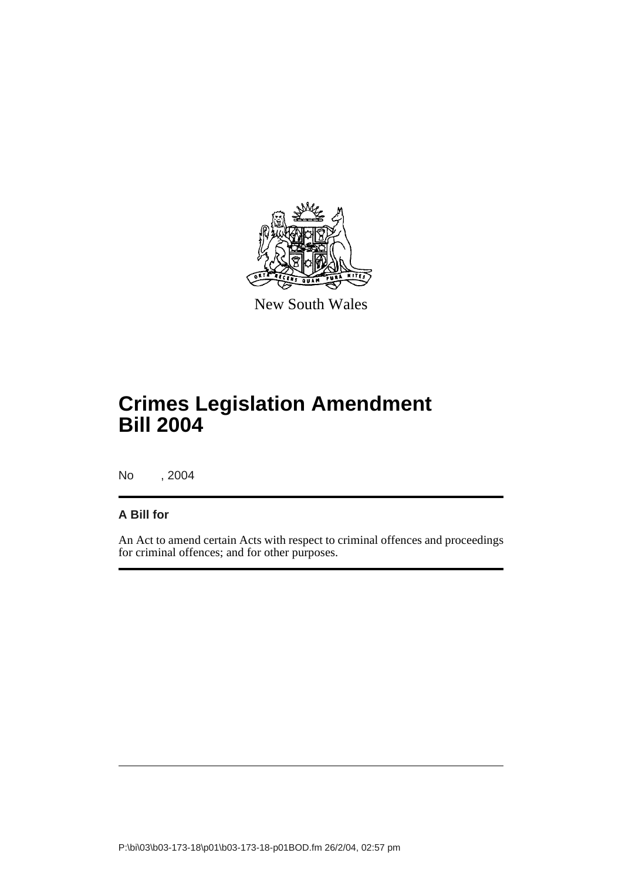New South Wales

# Crimes Legislation Amendment Bill 2004

No , 2004

**A Bill for**

An Act to amend certain Acts with respect to criminal offences and proceedings for criminal offences; and for other purposes.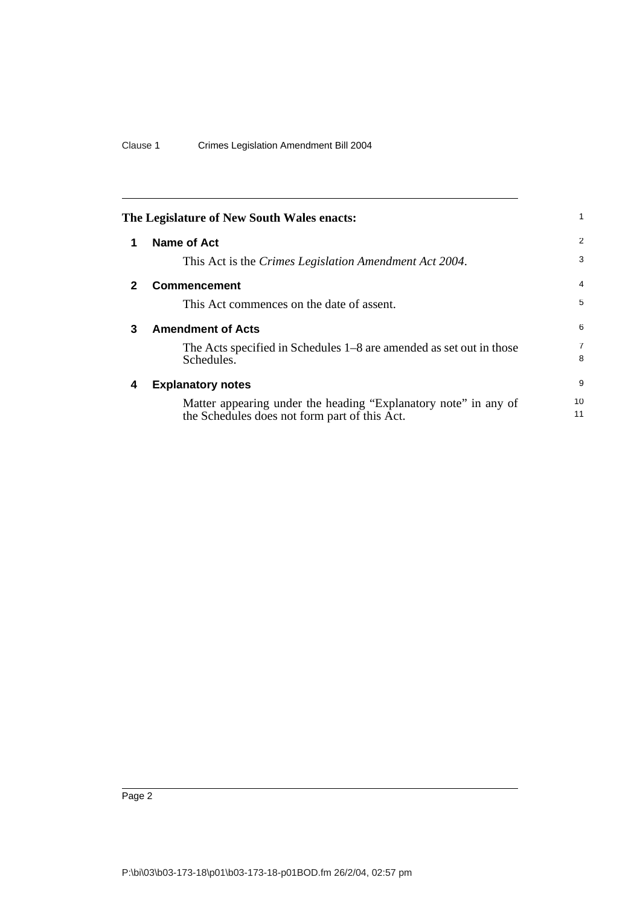**The Legislature of New South Wales enacts:**

## 1 Name of Act

This Act is the *Crimes Legislation Amendment Act 2004*.

## 2 Commencement

This Act commences on the date of assent.

## 3 Amendment of Acts

The Acts specified in Schedules 1–8 are amended as set out in those Schedules.

## 4 Explanatory notes

Matter appearing under the heading "Explanatory note" in any of the Schedules does not form part of this Act.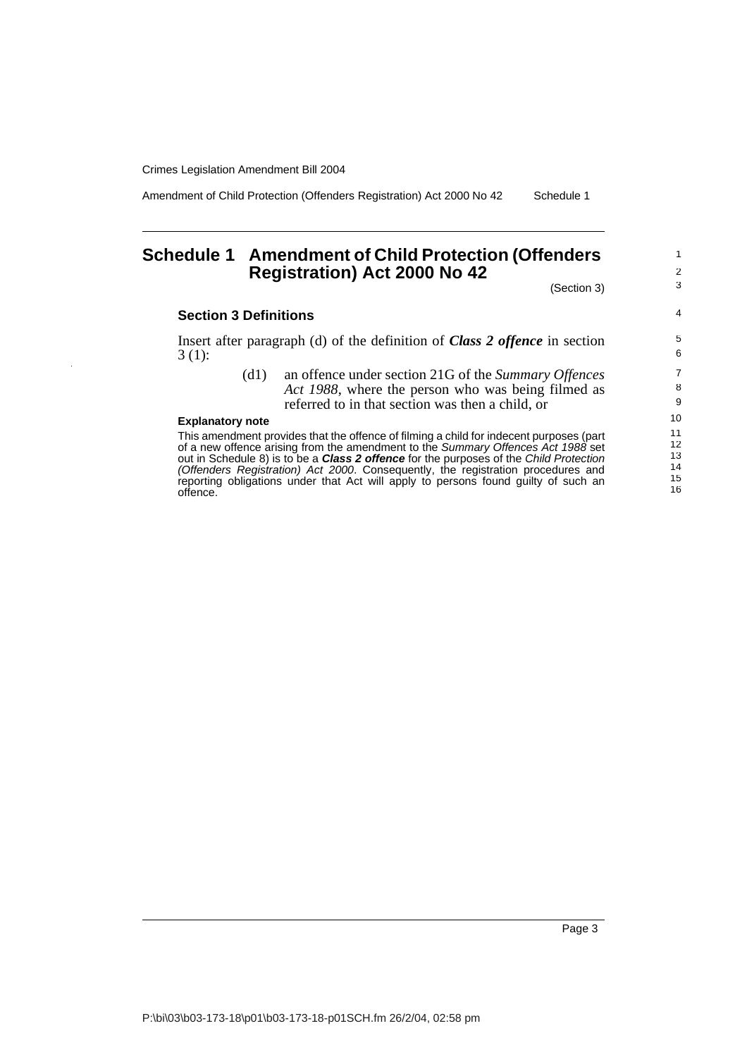# Schedule 1 Amendment of Child Protection (Offenders Registration) Act 2000 No 42

(Section 3)

## Section 3 Definitions

Insert after paragraph (d) of the definition of ***Class 2 offence*** in section 3 (1):

> (d1) an offence under section 21G of the *Summary Offences Act 1988*, where the person who was being filmed as referred to in that section was then a child, or

**Explanatory note**

This amendment provides that the offence of filming a child for indecent purposes (part of a new offence arising from the amendment to the *Summary Offences Act 1988* set out in Schedule 8) is to be a ***Class 2 offence*** for the purposes of the *Child Protection (Offenders Registration) Act 2000*. Consequently, the registration procedures and reporting obligations under that Act will apply to persons found guilty of such an offence.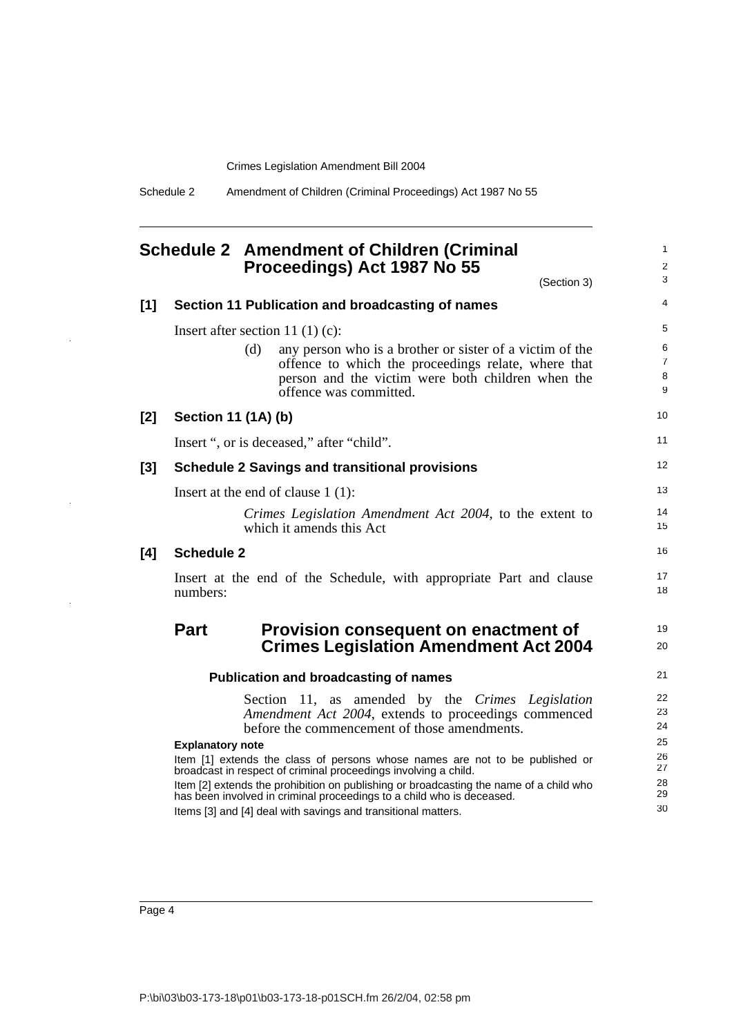## Schedule 2 Amendment of Children (Criminal Proceedings) Act 1987 No 55

(Section 3)

### [1] Section 11 Publication and broadcasting of names

Insert after section 11 (1) (c):

> (d) any person who is a brother or sister of a victim of the offence to which the proceedings relate, where that person and the victim were both children when the offence was committed.

### [2] Section 11 (1A) (b)

Insert ", or is deceased," after "child".

### [3] Schedule 2 Savings and transitional provisions

Insert at the end of clause 1 (1):

> *Crimes Legislation Amendment Act 2004*, to the extent to which it amends this Act

### [4] Schedule 2

Insert at the end of the Schedule, with appropriate Part and clause numbers:

## Part Provision consequent on enactment of Crimes Legislation Amendment Act 2004

#### Publication and broadcasting of names

> Section 11, as amended by the *Crimes Legislation Amendment Act 2004*, extends to proceedings commenced before the commencement of those amendments.

**Explanatory note**

Item [1] extends the class of persons whose names are not to be published or broadcast in respect of criminal proceedings involving a child.

Item [2] extends the prohibition on publishing or broadcasting the name of a child who has been involved in criminal proceedings to a child who is deceased.

Items [3] and [4] deal with savings and transitional matters.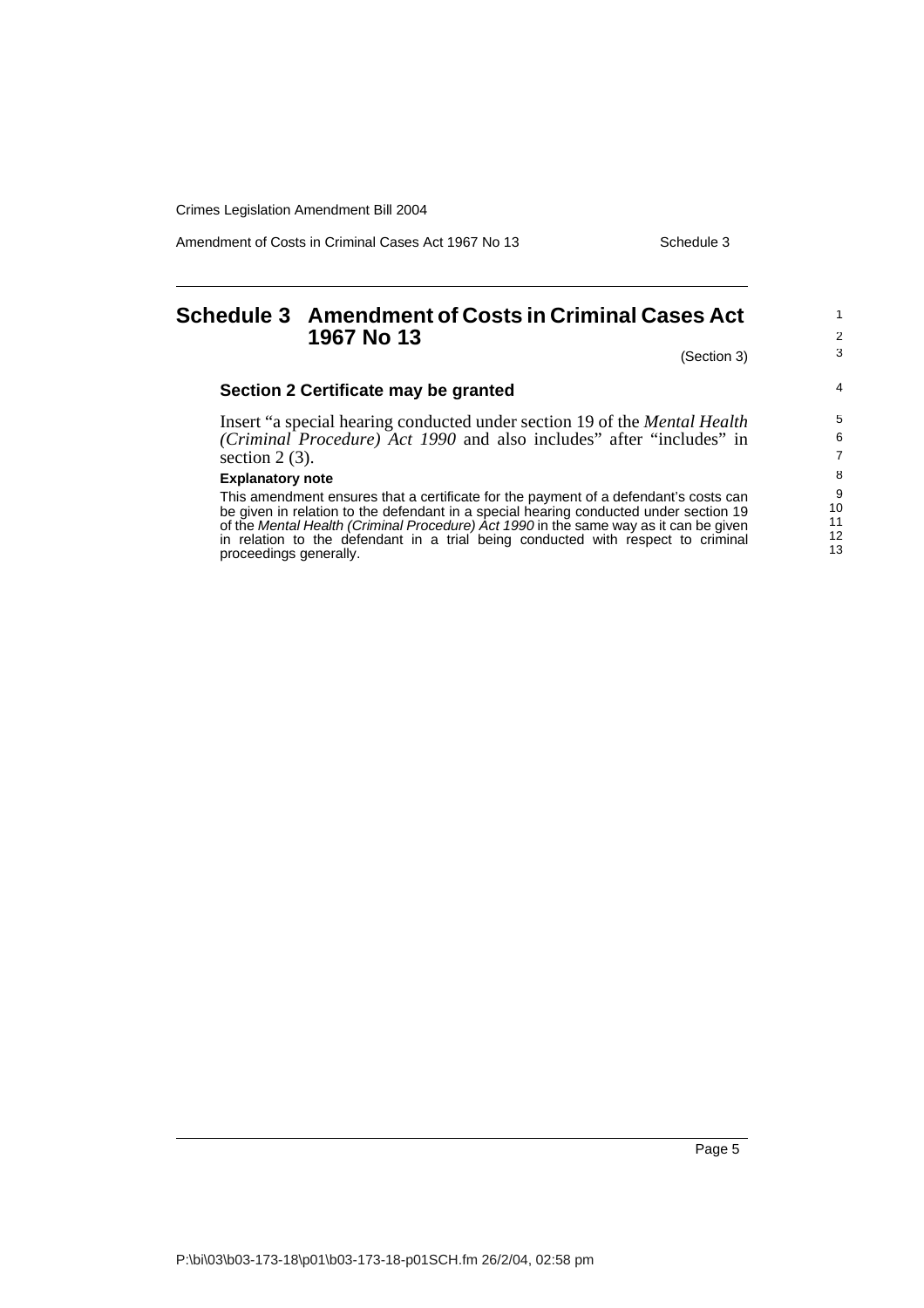# Schedule 3 Amendment of Costs in Criminal Cases Act 1967 No 13

(Section 3)

## Section 2 Certificate may be granted

Insert "a special hearing conducted under section 19 of the *Mental Health (Criminal Procedure) Act 1990* and also includes" after "includes" in section 2 (3).

**Explanatory note**

This amendment ensures that a certificate for the payment of a defendant's costs can be given in relation to the defendant in a special hearing conducted under section 19 of the *Mental Health (Criminal Procedure) Act 1990* in the same way as it can be given in relation to the defendant in a trial being conducted with respect to criminal proceedings generally.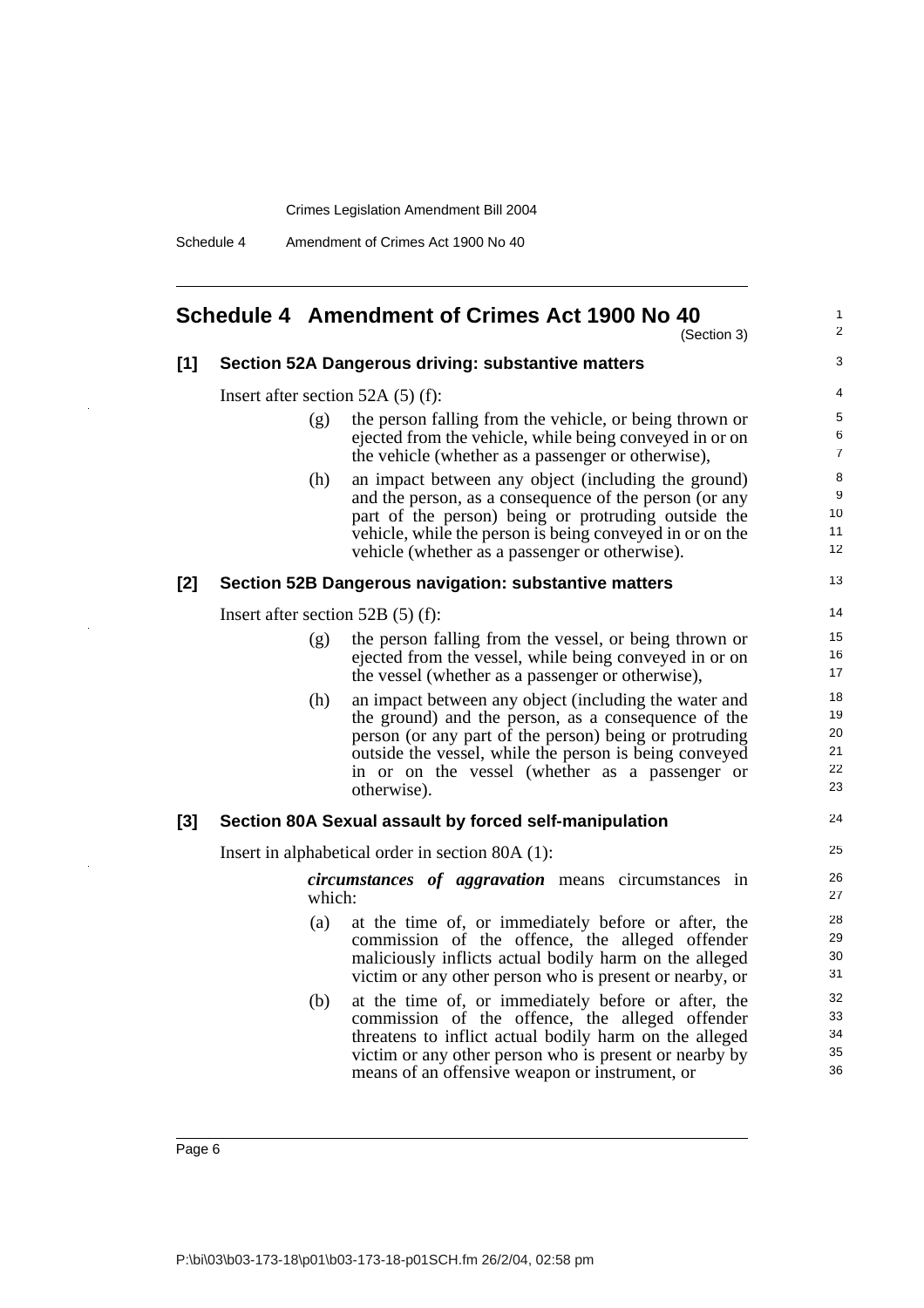## Schedule 4 Amendment of Crimes Act 1900 No 40

(Section 3)

### [1] Section 52A Dangerous driving: substantive matters

Insert after section 52A (5) (f):

(g) the person falling from the vehicle, or being thrown or ejected from the vehicle, while being conveyed in or on the vehicle (whether as a passenger or otherwise),

(h) an impact between any object (including the ground) and the person, as a consequence of the person (or any part of the person) being or protruding outside the vehicle, while the person is being conveyed in or on the vehicle (whether as a passenger or otherwise).

### [2] Section 52B Dangerous navigation: substantive matters

Insert after section 52B (5) (f):

(g) the person falling from the vessel, or being thrown or ejected from the vessel, while being conveyed in or on the vessel (whether as a passenger or otherwise),

(h) an impact between any object (including the water and the ground) and the person, as a consequence of the person (or any part of the person) being or protruding outside the vessel, while the person is being conveyed in or on the vessel (whether as a passenger or otherwise).

### [3] Section 80A Sexual assault by forced self-manipulation

Insert in alphabetical order in section 80A (1):

***circumstances of aggravation*** means circumstances in which:

(a) at the time of, or immediately before or after, the commission of the offence, the alleged offender maliciously inflicts actual bodily harm on the alleged victim or any other person who is present or nearby, or

(b) at the time of, or immediately before or after, the commission of the offence, the alleged offender threatens to inflict actual bodily harm on the alleged victim or any other person who is present or nearby by means of an offensive weapon or instrument, or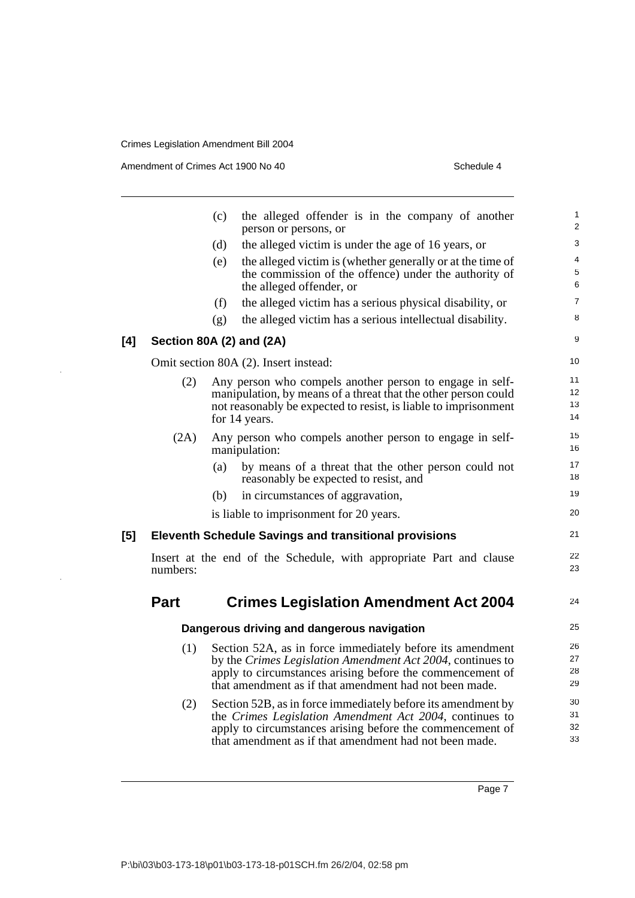(c) the alleged offender is in the company of another person or persons, or

(d) the alleged victim is under the age of 16 years, or

(e) the alleged victim is (whether generally or at the time of the commission of the offence) under the authority of the alleged offender, or

(f) the alleged victim has a serious physical disability, or

(g) the alleged victim has a serious intellectual disability.

### [4] Section 80A (2) and (2A)

Omit section 80A (2). Insert instead:

(2) Any person who compels another person to engage in self-manipulation, by means of a threat that the other person could not reasonably be expected to resist, is liable to imprisonment for 14 years.

(2A) Any person who compels another person to engage in self-manipulation:

(a) by means of a threat that the other person could not reasonably be expected to resist, and

(b) in circumstances of aggravation,

is liable to imprisonment for 20 years.

### [5] Eleventh Schedule Savings and transitional provisions

Insert at the end of the Schedule, with appropriate Part and clause numbers:

## Part Crimes Legislation Amendment Act 2004

#### Dangerous driving and dangerous navigation

(1) Section 52A, as in force immediately before its amendment by the *Crimes Legislation Amendment Act 2004*, continues to apply to circumstances arising before the commencement of that amendment as if that amendment had not been made.

(2) Section 52B, as in force immediately before its amendment by the *Crimes Legislation Amendment Act 2004*, continues to apply to circumstances arising before the commencement of that amendment as if that amendment had not been made.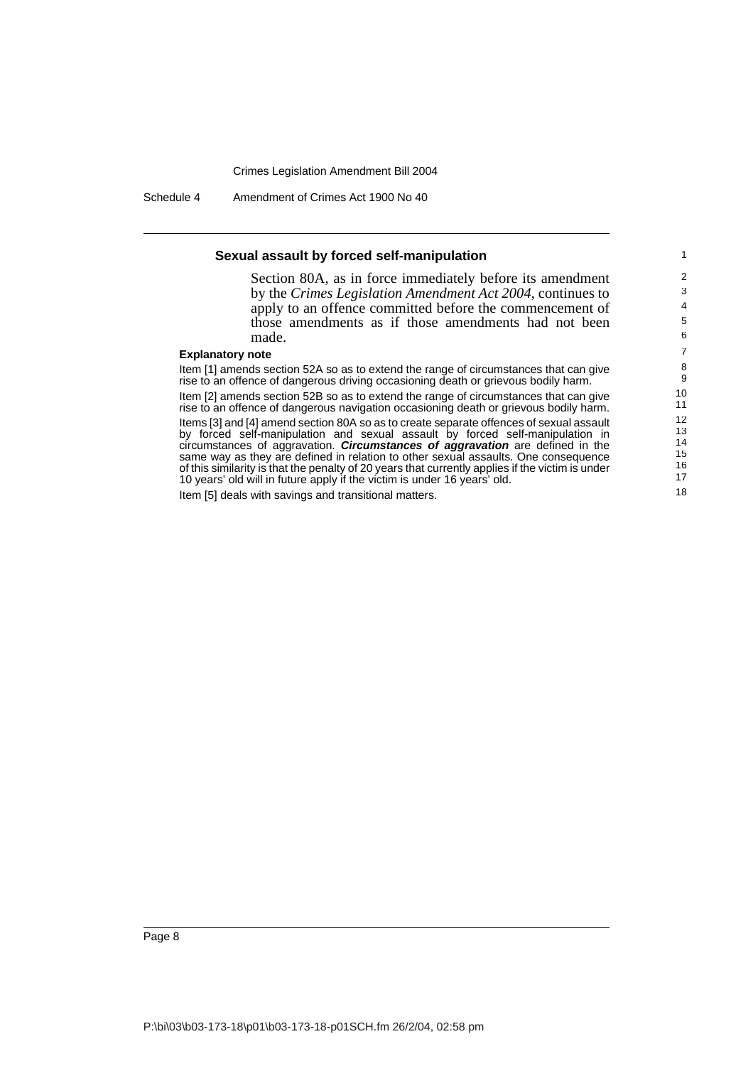### Sexual assault by forced self-manipulation

Section 80A, as in force immediately before its amendment by the *Crimes Legislation Amendment Act 2004*, continues to apply to an offence committed before the commencement of those amendments as if those amendments had not been made.

**Explanatory note**

Item [1] amends section 52A so as to extend the range of circumstances that can give rise to an offence of dangerous driving occasioning death or grievous bodily harm.

Item [2] amends section 52B so as to extend the range of circumstances that can give rise to an offence of dangerous navigation occasioning death or grievous bodily harm.

Items [3] and [4] amend section 80A so as to create separate offences of sexual assault by forced self-manipulation and sexual assault by forced self-manipulation in circumstances of aggravation. ***Circumstances of aggravation*** are defined in the same way as they are defined in relation to other sexual assaults. One consequence of this similarity is that the penalty of 20 years that currently applies if the victim is under 10 years' old will in future apply if the victim is under 16 years' old.

Item [5] deals with savings and transitional matters.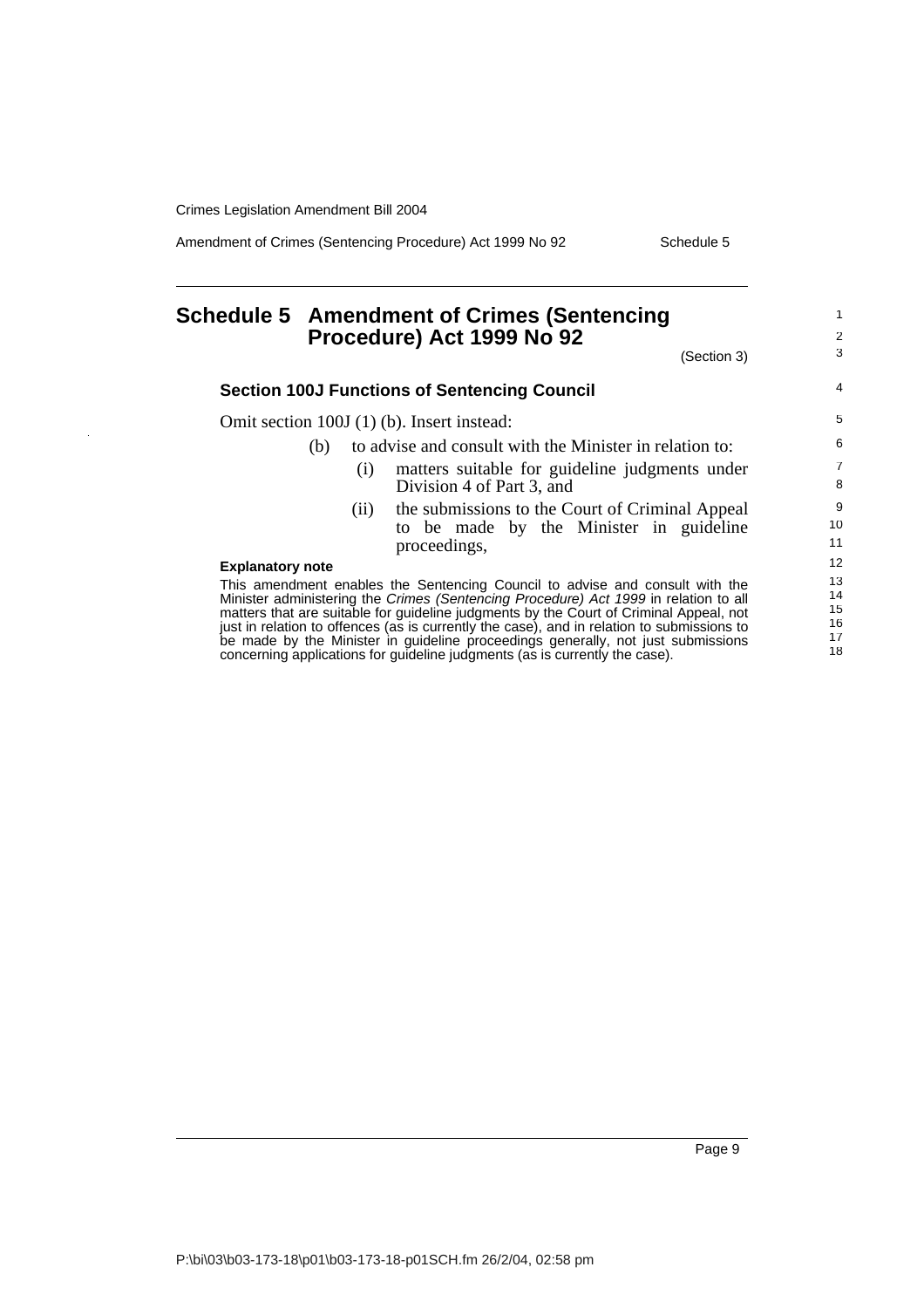# Schedule 5 Amendment of Crimes (Sentencing Procedure) Act 1999 No 92

(Section 3)

### Section 100J Functions of Sentencing Council

Omit section 100J (1) (b). Insert instead:

(b) to advise and consult with the Minister in relation to:

(i) matters suitable for guideline judgments under Division 4 of Part 3, and

(ii) the submissions to the Court of Criminal Appeal to be made by the Minister in guideline proceedings,

**Explanatory note**

This amendment enables the Sentencing Council to advise and consult with the Minister administering the *Crimes (Sentencing Procedure) Act 1999* in relation to all matters that are suitable for guideline judgments by the Court of Criminal Appeal, not just in relation to offences (as is currently the case), and in relation to submissions to be made by the Minister in guideline proceedings generally, not just submissions concerning applications for guideline judgments (as is currently the case).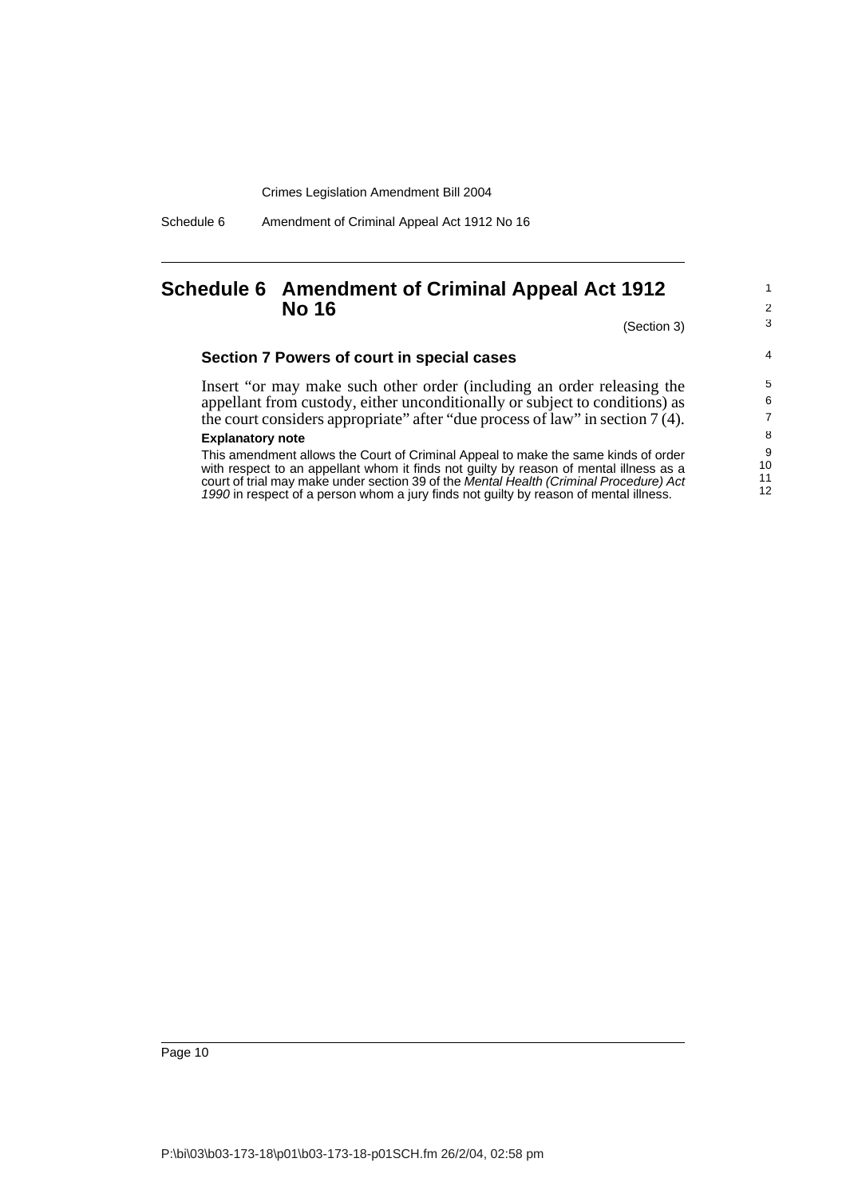# Schedule 6 Amendment of Criminal Appeal Act 1912 No 16

(Section 3)

## Section 7 Powers of court in special cases

Insert "or may make such other order (including an order releasing the appellant from custody, either unconditionally or subject to conditions) as the court considers appropriate" after "due process of law" in section 7 (4).

**Explanatory note**

This amendment allows the Court of Criminal Appeal to make the same kinds of order with respect to an appellant whom it finds not guilty by reason of mental illness as a court of trial may make under section 39 of the *Mental Health (Criminal Procedure) Act 1990* in respect of a person whom a jury finds not guilty by reason of mental illness.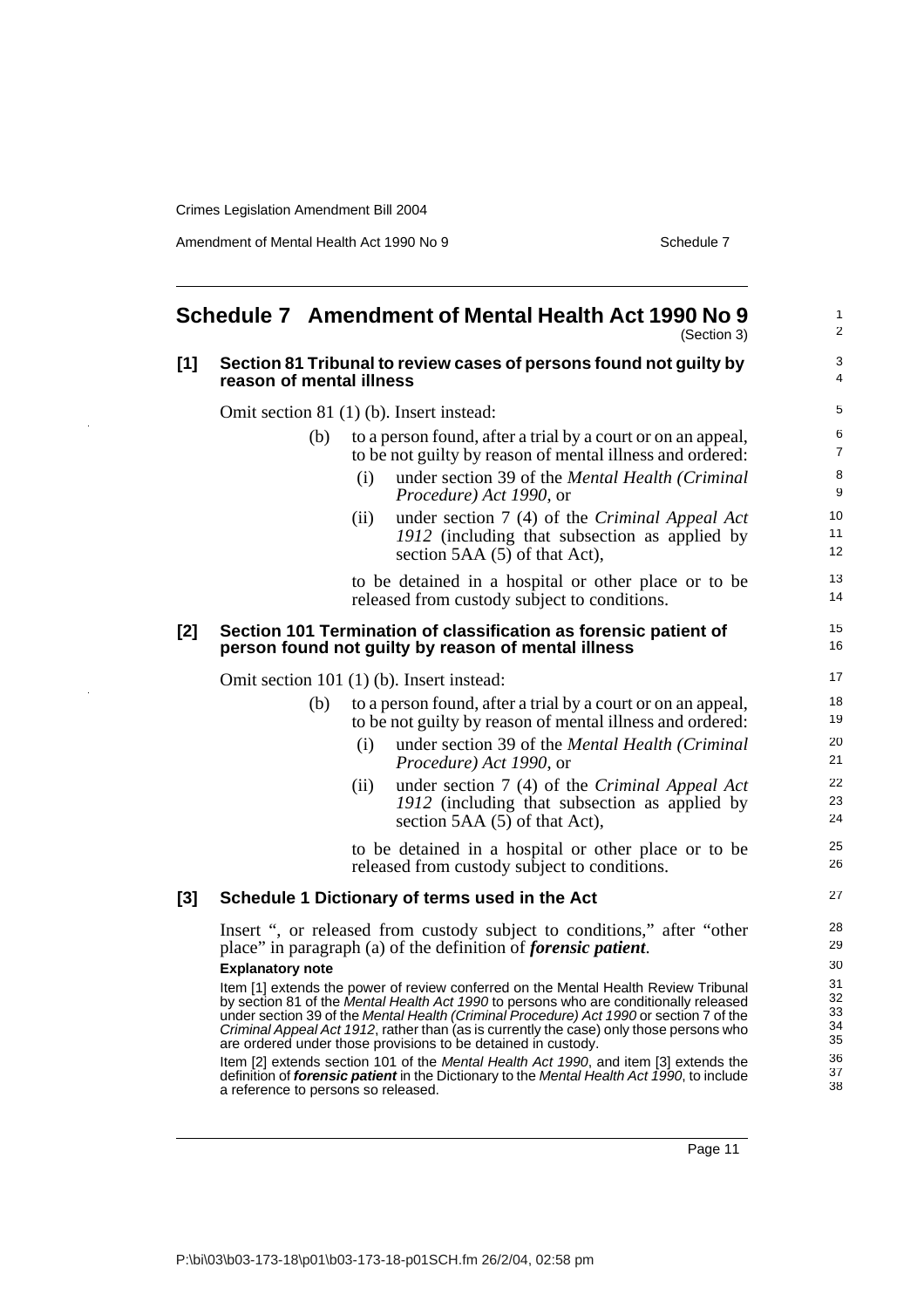# Schedule 7 Amendment of Mental Health Act 1990 No 9

(Section 3)

## [1] Section 81 Tribunal to review cases of persons found not guilty by reason of mental illness

Omit section 81 (1) (b). Insert instead:

(b) to a person found, after a trial by a court or on an appeal, to be not guilty by reason of mental illness and ordered:

(i) under section 39 of the *Mental Health (Criminal Procedure) Act 1990*, or

(ii) under section 7 (4) of the *Criminal Appeal Act 1912* (including that subsection as applied by section 5AA (5) of that Act),

to be detained in a hospital or other place or to be released from custody subject to conditions.

## [2] Section 101 Termination of classification as forensic patient of person found not guilty by reason of mental illness

Omit section 101 (1) (b). Insert instead:

(b) to a person found, after a trial by a court or on an appeal, to be not guilty by reason of mental illness and ordered:

(i) under section 39 of the *Mental Health (Criminal Procedure) Act 1990*, or

(ii) under section 7 (4) of the *Criminal Appeal Act 1912* (including that subsection as applied by section 5AA (5) of that Act),

to be detained in a hospital or other place or to be released from custody subject to conditions.

## [3] Schedule 1 Dictionary of terms used in the Act

Insert ", or released from custody subject to conditions," after "other place" in paragraph (a) of the definition of ***forensic patient***.

**Explanatory note**

Item [1] extends the power of review conferred on the Mental Health Review Tribunal by section 81 of the *Mental Health Act 1990* to persons who are conditionally released under section 39 of the *Mental Health (Criminal Procedure) Act 1990* or section 7 of the *Criminal Appeal Act 1912*, rather than (as is currently the case) only those persons who are ordered under those provisions to be detained in custody.

Item [2] extends section 101 of the *Mental Health Act 1990*, and item [3] extends the definition of ***forensic patient*** in the Dictionary to the *Mental Health Act 1990*, to include a reference to persons so released.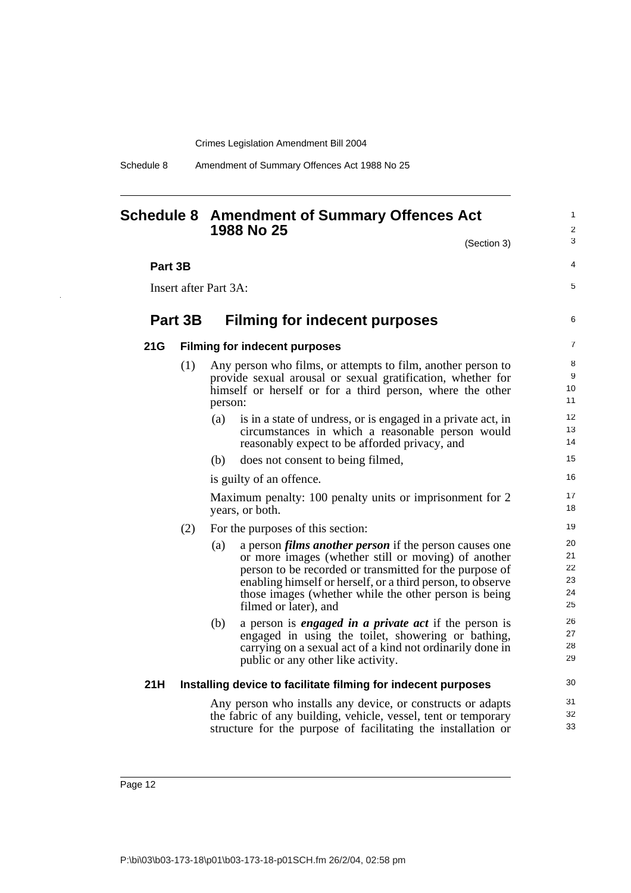# Schedule 8 Amendment of Summary Offences Act 1988 No 25

(Section 3)

**Part 3B**

Insert after Part 3A:

## Part 3B Filming for indecent purposes

### 21G Filming for indecent purposes

(1) Any person who films, or attempts to film, another person to provide sexual arousal or sexual gratification, whether for himself or herself or for a third person, where the other person:

- (a) is in a state of undress, or is engaged in a private act, in circumstances in which a reasonable person would reasonably expect to be afforded privacy, and
- (b) does not consent to being filmed,

is guilty of an offence.

Maximum penalty: 100 penalty units or imprisonment for 2 years, or both.

(2) For the purposes of this section:

- (a) a person ***films another person*** if the person causes one or more images (whether still or moving) of another person to be recorded or transmitted for the purpose of enabling himself or herself, or a third person, to observe those images (whether while the other person is being filmed or later), and
- (b) a person is ***engaged in a private act*** if the person is engaged in using the toilet, showering or bathing, carrying on a sexual act of a kind not ordinarily done in public or any other like activity.

### 21H Installing device to facilitate filming for indecent purposes

Any person who installs any device, or constructs or adapts the fabric of any building, vehicle, vessel, tent or temporary structure for the purpose of facilitating the installation or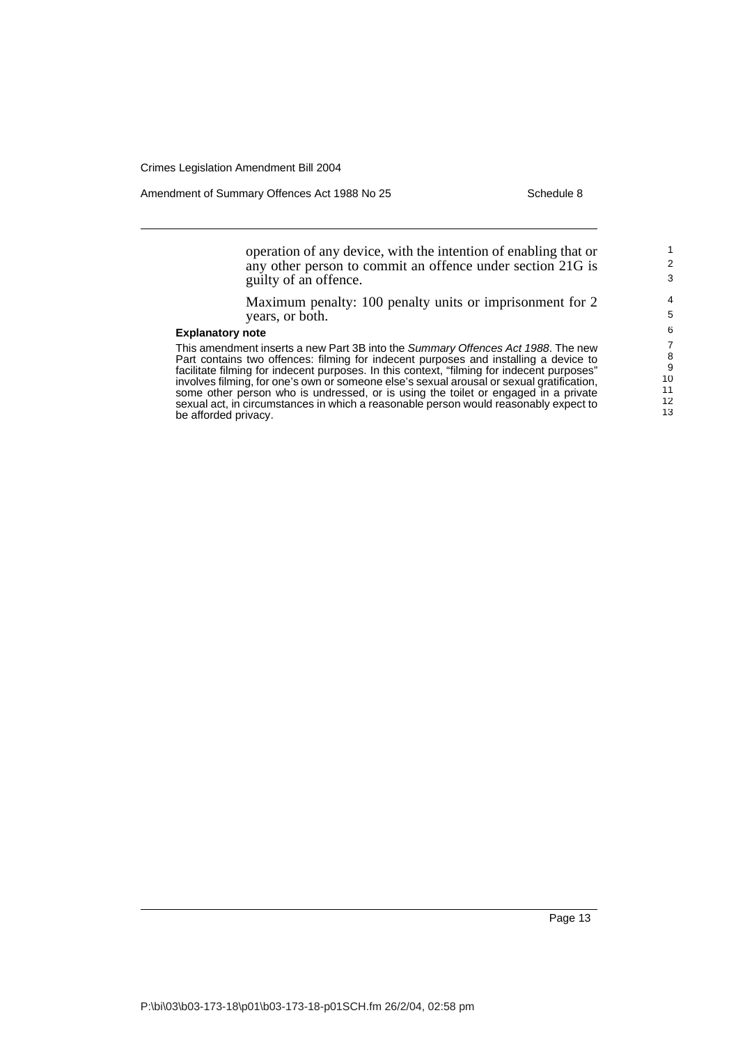operation of any device, with the intention of enabling that or any other person to commit an offence under section 21G is guilty of an offence.

Maximum penalty: 100 penalty units or imprisonment for 2 years, or both.

**Explanatory note**

This amendment inserts a new Part 3B into the *Summary Offences Act 1988*. The new Part contains two offences: filming for indecent purposes and installing a device to facilitate filming for indecent purposes. In this context, "filming for indecent purposes" involves filming, for one's own or someone else's sexual arousal or sexual gratification, some other person who is undressed, or is using the toilet or engaged in a private sexual act, in circumstances in which a reasonable person would reasonably expect to be afforded privacy.